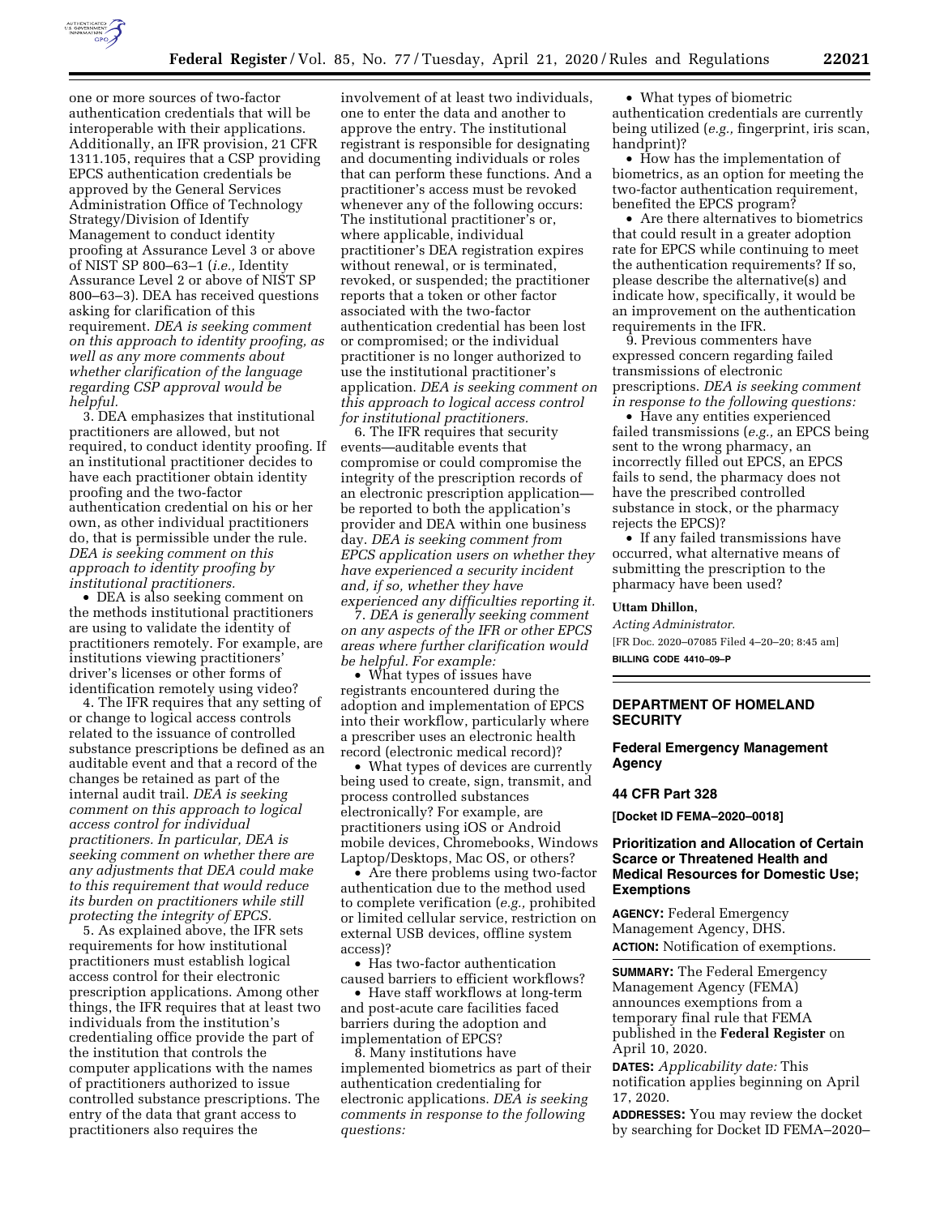one or more sources of two-factor authentication credentials that will be interoperable with their applications. Additionally, an IFR provision, 21 CFR 1311.105, requires that a CSP providing EPCS authentication credentials be approved by the General Services Administration Office of Technology Strategy/Division of Identify Management to conduct identity proofing at Assurance Level 3 or above of NIST SP 800–63–1 (*i.e.,* Identity Assurance Level 2 or above of NIST SP 800–63–3). DEA has received questions asking for clarification of this requirement. *DEA is seeking comment on this approach to identity proofing, as well as any more comments about whether clarification of the language regarding CSP approval would be helpful.*

3. DEA emphasizes that institutional practitioners are allowed, but not required, to conduct identity proofing. If an institutional practitioner decides to have each practitioner obtain identity proofing and the two-factor authentication credential on his or her own, as other individual practitioners do, that is permissible under the rule. *DEA is seeking comment on this approach to identity proofing by institutional practitioners.*

- DEA is also seeking comment on the methods institutional practitioners are using to validate the identity of practitioners remotely. For example, are institutions viewing practitioners' driver's licenses or other forms of identification remotely using video?

4. The IFR requires that any setting of or change to logical access controls related to the issuance of controlled substance prescriptions be defined as an auditable event and that a record of the changes be retained as part of the internal audit trail. *DEA is seeking comment on this approach to logical access control for individual practitioners. In particular, DEA is seeking comment on whether there are any adjustments that DEA could make to this requirement that would reduce its burden on practitioners while still protecting the integrity of EPCS.*

5. As explained above, the IFR sets requirements for how institutional practitioners must establish logical access control for their electronic prescription applications. Among other things, the IFR requires that at least two individuals from the institution's credentialing office provide the part of the institution that controls the computer applications with the names of practitioners authorized to issue controlled substance prescriptions. The entry of the data that grant access to practitioners also requires the involvement of at least two individuals, one to enter the data and another to approve the entry. The institutional registrant is responsible for designating and documenting individuals or roles that can perform these functions. And a practitioner's access must be revoked whenever any of the following occurs: The institutional practitioner's or, where applicable, individual practitioner's DEA registration expires without renewal, or is terminated, revoked, or suspended; the practitioner reports that a token or other factor associated with the two-factor authentication credential has been lost or compromised; or the individual practitioner is no longer authorized to use the institutional practitioner's application. *DEA is seeking comment on this approach to logical access control for institutional practitioners.*

6. The IFR requires that security events—auditable events that compromise or could compromise the integrity of the prescription records of an electronic prescription application—be reported to both the application's provider and DEA within one business day. *DEA is seeking comment from EPCS application users on whether they have experienced a security incident and, if so, whether they have experienced any difficulties reporting it.*

7. *DEA is generally seeking comment on any aspects of the IFR or other EPCS areas where further clarification would be helpful. For example:*

- What types of issues have registrants encountered during the adoption and implementation of EPCS into their workflow, particularly where a prescriber uses an electronic health record (electronic medical record)?
- What types of devices are currently being used to create, sign, transmit, and process controlled substances electronically? For example, are practitioners using iOS or Android mobile devices, Chromebooks, Windows Laptop/Desktops, Mac OS, or others?
- Are there problems using two-factor authentication due to the method used to complete verification (*e.g.,* prohibited or limited cellular service, restriction on external USB devices, offline system access)?
- Has two-factor authentication caused barriers to efficient workflows?
- Have staff workflows at long-term and post-acute care facilities faced barriers during the adoption and implementation of EPCS?

8. Many institutions have implemented biometrics as part of their authentication credentialing for electronic applications. *DEA is seeking comments in response to the following questions:*

- What types of biometric authentication credentials are currently being utilized (*e.g.,* fingerprint, iris scan, handprint)?
- How has the implementation of biometrics, as an option for meeting the two-factor authentication requirement, benefited the EPCS program?
- Are there alternatives to biometrics that could result in a greater adoption rate for EPCS while continuing to meet the authentication requirements? If so, please describe the alternative(s) and indicate how, specifically, it would be an improvement on the authentication requirements in the IFR.

9. Previous commenters have expressed concern regarding failed transmissions of electronic prescriptions. *DEA is seeking comment in response to the following questions:*

- Have any entities experienced failed transmissions (*e.g.,* an EPCS being sent to the wrong pharmacy, an incorrectly filled out EPCS, an EPCS fails to send, the pharmacy does not have the prescribed controlled substance in stock, or the pharmacy rejects the EPCS)?
- If any failed transmissions have occurred, what alternative means of submitting the prescription to the pharmacy have been used?

**Uttam Dhillon,**

*Acting Administrator.*

[FR Doc. 2020–07085 Filed 4–20–20; 8:45 am]

**BILLING CODE 4410–09–P**

## DEPARTMENT OF HOMELAND SECURITY

## Federal Emergency Management Agency

## 44 CFR Part 328

**[Docket ID FEMA–2020–0018]**

## Prioritization and Allocation of Certain Scarce or Threatened Health and Medical Resources for Domestic Use; Exemptions

**AGENCY:** Federal Emergency Management Agency, DHS.

**ACTION:** Notification of exemptions.

**SUMMARY:** The Federal Emergency Management Agency (FEMA) announces exemptions from a temporary final rule that FEMA published in the **Federal Register** on April 10, 2020.

**DATES:** *Applicability date:* This notification applies beginning on April 17, 2020.

**ADDRESSES:** You may review the docket by searching for Docket ID FEMA–2020–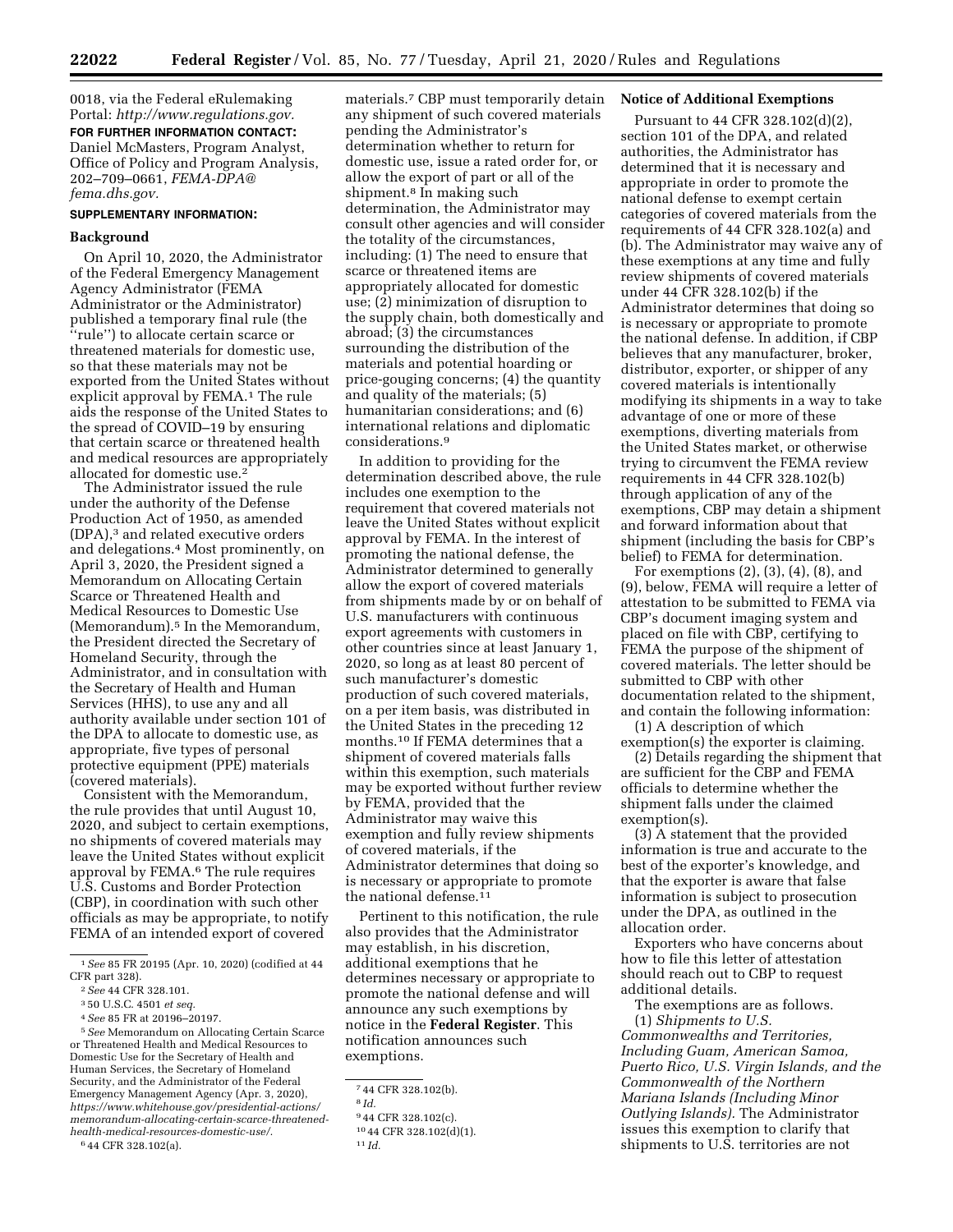0018, via the Federal eRulemaking Portal: *http://www.regulations.gov.*

**FOR FURTHER INFORMATION CONTACT:** Daniel McMasters, Program Analyst, Office of Policy and Program Analysis, 202–709–0661, *FEMA-DPA@fema.dhs.gov.*

**SUPPLEMENTARY INFORMATION:**

**Background**

On April 10, 2020, the Administrator of the Federal Emergency Management Agency Administrator (FEMA Administrator or the Administrator) published a temporary final rule (the "rule") to allocate certain scarce or threatened materials for domestic use, so that these materials may not be exported from the United States without explicit approval by FEMA.[1] The rule aids the response of the United States to the spread of COVID–19 by ensuring that certain scarce or threatened health and medical resources are appropriately allocated for domestic use.[2]

The Administrator issued the rule under the authority of the Defense Production Act of 1950, as amended (DPA),[3] and related executive orders and delegations.[4] Most prominently, on April 3, 2020, the President signed a Memorandum on Allocating Certain Scarce or Threatened Health and Medical Resources to Domestic Use (Memorandum).[5] In the Memorandum, the President directed the Secretary of Homeland Security, through the Administrator, and in consultation with the Secretary of Health and Human Services (HHS), to use any and all authority available under section 101 of the DPA to allocate to domestic use, as appropriate, five types of personal protective equipment (PPE) materials (covered materials).

Consistent with the Memorandum, the rule provides that until August 10, 2020, and subject to certain exemptions, no shipments of covered materials may leave the United States without explicit approval by FEMA.[6] The rule requires U.S. Customs and Border Protection (CBP), in coordination with such other officials as may be appropriate, to notify FEMA of an intended export of covered materials.[7] CBP must temporarily detain any shipment of such covered materials pending the Administrator's determination whether to return for domestic use, issue a rated order for, or allow the export of part or all of the shipment.[8] In making such determination, the Administrator may consult other agencies and will consider the totality of the circumstances, including: (1) The need to ensure that scarce or threatened items are appropriately allocated for domestic use; (2) minimization of disruption to the supply chain, both domestically and abroad; (3) the circumstances surrounding the distribution of the materials and potential hoarding or price-gouging concerns; (4) the quantity and quality of the materials; (5) humanitarian considerations; and (6) international relations and diplomatic considerations.[9]

In addition to providing for the determination described above, the rule includes one exemption to the requirement that covered materials not leave the United States without explicit approval by FEMA. In the interest of promoting the national defense, the Administrator determined to generally allow the export of covered materials from shipments made by or on behalf of U.S. manufacturers with continuous export agreements with customers in other countries since at least January 1, 2020, so long as at least 80 percent of such manufacturer's domestic production of such covered materials, on a per item basis, was distributed in the United States in the preceding 12 months.[10] If FEMA determines that a shipment of covered materials falls within this exemption, such materials may be exported without further review by FEMA, provided that the Administrator may waive this exemption and fully review shipments of covered materials, if the Administrator determines that doing so is necessary or appropriate to promote the national defense.[11]

Pertinent to this notification, the rule also provides that the Administrator may establish, in his discretion, additional exemptions that he determines necessary or appropriate to promote the national defense and will announce any such exemptions by notice in the **Federal Register**. This notification announces such exemptions.

**Notice of Additional Exemptions**

Pursuant to 44 CFR 328.102(d)(2), section 101 of the DPA, and related authorities, the Administrator has determined that it is necessary and appropriate in order to promote the national defense to exempt certain categories of covered materials from the requirements of 44 CFR 328.102(a) and (b). The Administrator may waive any of these exemptions at any time and fully review shipments of covered materials under 44 CFR 328.102(b) if the Administrator determines that doing so is necessary or appropriate to promote the national defense. In addition, if CBP believes that any manufacturer, broker, distributor, exporter, or shipper of any covered materials is intentionally modifying its shipments in a way to take advantage of one or more of these exemptions, diverting materials from the United States market, or otherwise trying to circumvent the FEMA review requirements in 44 CFR 328.102(b) through application of any of the exemptions, CBP may detain a shipment and forward information about that shipment (including the basis for CBP's belief) to FEMA for determination.

For exemptions (2), (3), (4), (8), and (9), below, FEMA will require a letter of attestation to be submitted to FEMA via CBP's document imaging system and placed on file with CBP, certifying to FEMA the purpose of the shipment of covered materials. The letter should be submitted to CBP with other documentation related to the shipment, and contain the following information:

(1) A description of which exemption(s) the exporter is claiming.

(2) Details regarding the shipment that are sufficient for the CBP and FEMA officials to determine whether the shipment falls under the claimed exemption(s).

(3) A statement that the provided information is true and accurate to the best of the exporter's knowledge, and that the exporter is aware that false information is subject to prosecution under the DPA, as outlined in the allocation order.

Exporters who have concerns about how to file this letter of attestation should reach out to CBP to request additional details.

The exemptions are as follows.

(1) *Shipments to U.S. Commonwealths and Territories, Including Guam, American Samoa, Puerto Rico, U.S. Virgin Islands, and the Commonwealth of the Northern Mariana Islands (Including Minor Outlying Islands).* The Administrator issues this exemption to clarify that shipments to U.S. territories are not

---

[1] *See* 85 FR 20195 (Apr. 10, 2020) (codified at 44 CFR part 328).

[2] *See* 44 CFR 328.101.

[3] 50 U.S.C. 4501 *et seq.*

[4] *See* 85 FR at 20196–20197.

[5] *See* Memorandum on Allocating Certain Scarce or Threatened Health and Medical Resources to Domestic Use for the Secretary of Health and Human Services, the Secretary of Homeland Security, and the Administrator of the Federal Emergency Management Agency (Apr. 3, 2020), *https://www.whitehouse.gov/presidential-actions/memorandum-allocating-certain-scarce-threatened-health-medical-resources-domestic-use/.*

[6] 44 CFR 328.102(a).

[7] 44 CFR 328.102(b).

[8] *Id.*

[9] 44 CFR 328.102(c).

[10] 44 CFR 328.102(d)(1).

[11] *Id.*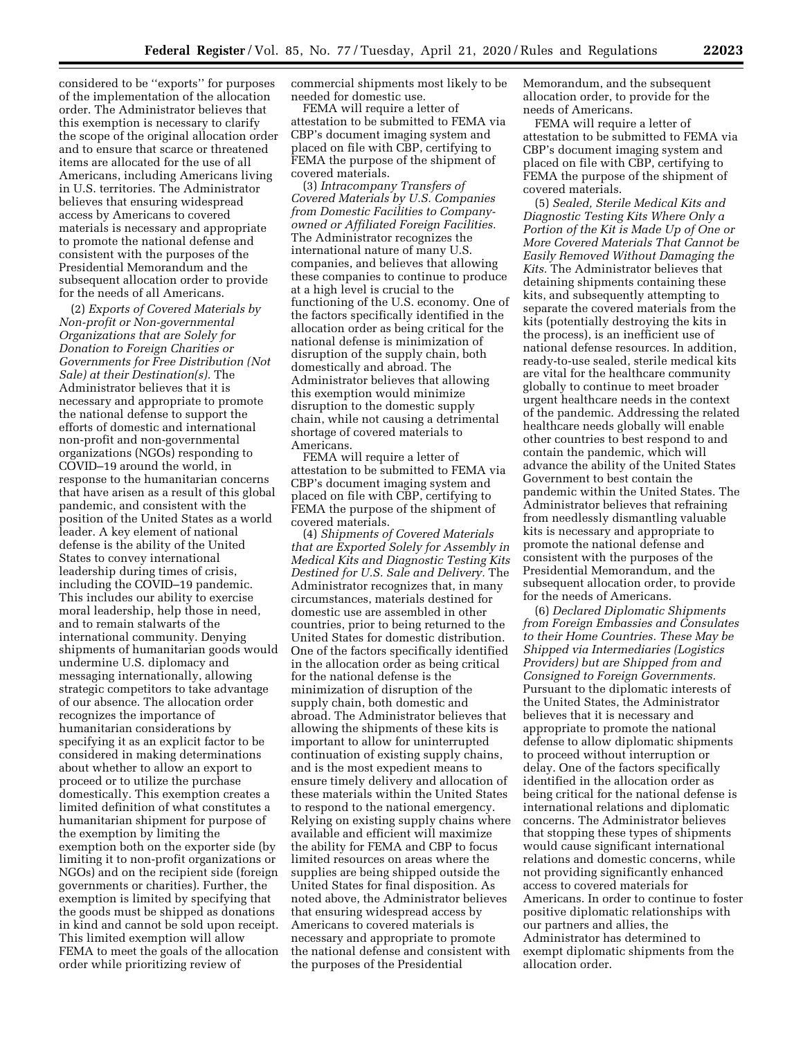considered to be ''exports'' for purposes of the implementation of the allocation order. The Administrator believes that this exemption is necessary to clarify the scope of the original allocation order and to ensure that scarce or threatened items are allocated for the use of all Americans, including Americans living in U.S. territories. The Administrator believes that ensuring widespread access by Americans to covered materials is necessary and appropriate to promote the national defense and consistent with the purposes of the Presidential Memorandum and the subsequent allocation order to provide for the needs of all Americans.

(2) *Exports of Covered Materials by Non-profit or Non-governmental Organizations that are Solely for Donation to Foreign Charities or Governments for Free Distribution (Not Sale) at their Destination(s).* The Administrator believes that it is necessary and appropriate to promote the national defense to support the efforts of domestic and international non-profit and non-governmental organizations (NGOs) responding to COVID–19 around the world, in response to the humanitarian concerns that have arisen as a result of this global pandemic, and consistent with the position of the United States as a world leader. A key element of national defense is the ability of the United States to convey international leadership during times of crisis, including the COVID–19 pandemic. This includes our ability to exercise moral leadership, help those in need, and to remain stalwarts of the international community. Denying shipments of humanitarian goods would undermine U.S. diplomacy and messaging internationally, allowing strategic competitors to take advantage of our absence. The allocation order recognizes the importance of humanitarian considerations by specifying it as an explicit factor to be considered in making determinations about whether to allow an export to proceed or to utilize the purchase domestically. This exemption creates a limited definition of what constitutes a humanitarian shipment for purpose of the exemption by limiting the exemption both on the exporter side (by limiting it to non-profit organizations or NGOs) and on the recipient side (foreign governments or charities). Further, the exemption is limited by specifying that the goods must be shipped as donations in kind and cannot be sold upon receipt. This limited exemption will allow FEMA to meet the goals of the allocation order while prioritizing review of commercial shipments most likely to be needed for domestic use.

FEMA will require a letter of attestation to be submitted to FEMA via CBP's document imaging system and placed on file with CBP, certifying to FEMA the purpose of the shipment of covered materials.

(3) *Intracompany Transfers of Covered Materials by U.S. Companies from Domestic Facilities to Company-owned or Affiliated Foreign Facilities.* The Administrator recognizes the international nature of many U.S. companies, and believes that allowing these companies to continue to produce at a high level is crucial to the functioning of the U.S. economy. One of the factors specifically identified in the allocation order as being critical for the national defense is minimization of disruption of the supply chain, both domestically and abroad. The Administrator believes that allowing this exemption would minimize disruption to the domestic supply chain, while not causing a detrimental shortage of covered materials to Americans.

FEMA will require a letter of attestation to be submitted to FEMA via CBP's document imaging system and placed on file with CBP, certifying to FEMA the purpose of the shipment of covered materials.

(4) *Shipments of Covered Materials that are Exported Solely for Assembly in Medical Kits and Diagnostic Testing Kits Destined for U.S. Sale and Delivery.* The Administrator recognizes that, in many circumstances, materials destined for domestic use are assembled in other countries, prior to being returned to the United States for domestic distribution. One of the factors specifically identified in the allocation order as being critical for the national defense is the minimization of disruption of the supply chain, both domestic and abroad. The Administrator believes that allowing the shipments of these kits is important to allow for uninterrupted continuation of existing supply chains, and is the most expedient means to ensure timely delivery and allocation of these materials within the United States to respond to the national emergency. Relying on existing supply chains where available and efficient will maximize the ability for FEMA and CBP to focus limited resources on areas where the supplies are being shipped outside the United States for final disposition. As noted above, the Administrator believes that ensuring widespread access by Americans to covered materials is necessary and appropriate to promote the national defense and consistent with the purposes of the Presidential Memorandum, and the subsequent allocation order, to provide for the needs of Americans.

FEMA will require a letter of attestation to be submitted to FEMA via CBP's document imaging system and placed on file with CBP, certifying to FEMA the purpose of the shipment of covered materials.

(5) *Sealed, Sterile Medical Kits and Diagnostic Testing Kits Where Only a Portion of the Kit is Made Up of One or More Covered Materials That Cannot be Easily Removed Without Damaging the Kits.* The Administrator believes that detaining shipments containing these kits, and subsequently attempting to separate the covered materials from the kits (potentially destroying the kits in the process), is an inefficient use of national defense resources. In addition, ready-to-use sealed, sterile medical kits are vital for the healthcare community globally to continue to meet broader urgent healthcare needs in the context of the pandemic. Addressing the related healthcare needs globally will enable other countries to best respond to and contain the pandemic, which will advance the ability of the United States Government to best contain the pandemic within the United States. The Administrator believes that refraining from needlessly dismantling valuable kits is necessary and appropriate to promote the national defense and consistent with the purposes of the Presidential Memorandum, and the subsequent allocation order, to provide for the needs of Americans.

(6) *Declared Diplomatic Shipments from Foreign Embassies and Consulates to their Home Countries. These May be Shipped via Intermediaries (Logistics Providers) but are Shipped from and Consigned to Foreign Governments.* Pursuant to the diplomatic interests of the United States, the Administrator believes that it is necessary and appropriate to promote the national defense to allow diplomatic shipments to proceed without interruption or delay. One of the factors specifically identified in the allocation order as being critical for the national defense is international relations and diplomatic concerns. The Administrator believes that stopping these types of shipments would cause significant international relations and domestic concerns, while not providing significantly enhanced access to covered materials for Americans. In order to continue to foster positive diplomatic relationships with our partners and allies, the Administrator has determined to exempt diplomatic shipments from the allocation order.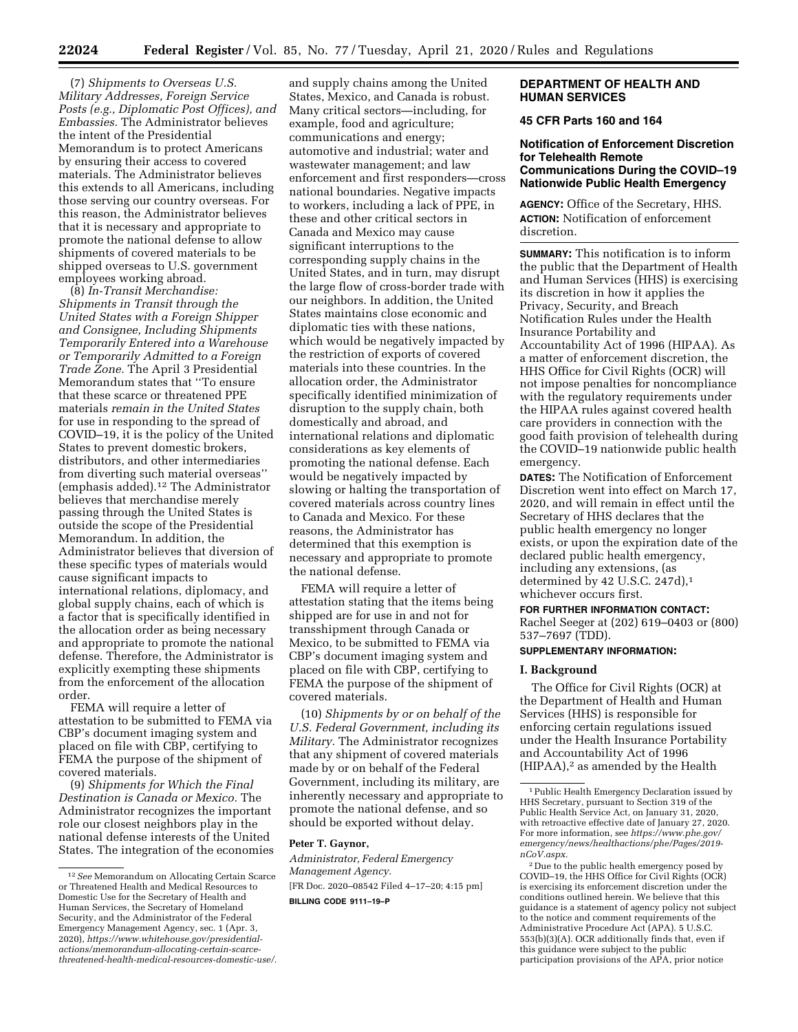(7) *Shipments to Overseas U.S. Military Addresses, Foreign Service Posts (e.g., Diplomatic Post Offices), and Embassies.* The Administrator believes the intent of the Presidential Memorandum is to protect Americans by ensuring their access to covered materials. The Administrator believes this extends to all Americans, including those serving our country overseas. For this reason, the Administrator believes that it is necessary and appropriate to promote the national defense to allow shipments of covered materials to be shipped overseas to U.S. government employees working abroad.

(8) *In-Transit Merchandise: Shipments in Transit through the United States with a Foreign Shipper and Consignee, Including Shipments Temporarily Entered into a Warehouse or Temporarily Admitted to a Foreign Trade Zone.* The April 3 Presidential Memorandum states that ''To ensure that these scarce or threatened PPE materials *remain in the United States* for use in responding to the spread of COVID–19, it is the policy of the United States to prevent domestic brokers, distributors, and other intermediaries from diverting such material overseas'' (emphasis added).[12] The Administrator believes that merchandise merely passing through the United States is outside the scope of the Presidential Memorandum. In addition, the Administrator believes that diversion of these specific types of materials would cause significant impacts to international relations, diplomacy, and global supply chains, each of which is a factor that is specifically identified in the allocation order as being necessary and appropriate to promote the national defense. Therefore, the Administrator is explicitly exempting these shipments from the enforcement of the allocation order.

FEMA will require a letter of attestation to be submitted to FEMA via CBP's document imaging system and placed on file with CBP, certifying to FEMA the purpose of the shipment of covered materials.

(9) *Shipments for Which the Final Destination is Canada or Mexico.* The Administrator recognizes the important role our closest neighbors play in the national defense interests of the United States. The integration of the economies and supply chains among the United States, Mexico, and Canada is robust. Many critical sectors—including, for example, food and agriculture; communications and energy; automotive and industrial; water and wastewater management; and law enforcement and first responders—cross national boundaries. Negative impacts to workers, including a lack of PPE, in these and other critical sectors in Canada and Mexico may cause significant interruptions to the corresponding supply chains in the United States, and in turn, may disrupt the large flow of cross-border trade with our neighbors. In addition, the United States maintains close economic and diplomatic ties with these nations, which would be negatively impacted by the restriction of exports of covered materials into these countries. In the allocation order, the Administrator specifically identified minimization of disruption to the supply chain, both domestically and abroad, and international relations and diplomatic considerations as key elements of promoting the national defense. Each would be negatively impacted by slowing or halting the transportation of covered materials across country lines to Canada and Mexico. For these reasons, the Administrator has determined that this exemption is necessary and appropriate to promote the national defense.

FEMA will require a letter of attestation stating that the items being shipped are for use in and not for transshipment through Canada or Mexico, to be submitted to FEMA via CBP's document imaging system and placed on file with CBP, certifying to FEMA the purpose of the shipment of covered materials.

(10) *Shipments by or on behalf of the U.S. Federal Government, including its Military.* The Administrator recognizes that any shipment of covered materials made by or on behalf of the Federal Government, including its military, are inherently necessary and appropriate to promote the national defense, and so should be exported without delay.

**Peter T. Gaynor,**

*Administrator, Federal Emergency Management Agency.*

[FR Doc. 2020–08542 Filed 4–17–20; 4:15 pm]

**BILLING CODE 9111–19–P**

[12] *See* Memorandum on Allocating Certain Scarce or Threatened Health and Medical Resources to Domestic Use for the Secretary of Health and Human Services, the Secretary of Homeland Security, and the Administrator of the Federal Emergency Management Agency, sec. 1 (Apr. 3, 2020), *https://www.whitehouse.gov/presidential-actions/memorandum-allocating-certain-scarce-threatened-health-medical-resources-domestic-use/.*

---

**DEPARTMENT OF HEALTH AND HUMAN SERVICES**

**45 CFR Parts 160 and 164**

## Notification of Enforcement Discretion for Telehealth Remote Communications During the COVID–19 Nationwide Public Health Emergency

**AGENCY:** Office of the Secretary, HHS.

**ACTION:** Notification of enforcement discretion.

**SUMMARY:** This notification is to inform the public that the Department of Health and Human Services (HHS) is exercising its discretion in how it applies the Privacy, Security, and Breach Notification Rules under the Health Insurance Portability and Accountability Act of 1996 (HIPAA). As a matter of enforcement discretion, the HHS Office for Civil Rights (OCR) will not impose penalties for noncompliance with the regulatory requirements under the HIPAA rules against covered health care providers in connection with the good faith provision of telehealth during the COVID–19 nationwide public health emergency.

**DATES:** The Notification of Enforcement Discretion went into effect on March 17, 2020, and will remain in effect until the Secretary of HHS declares that the public health emergency no longer exists, or upon the expiration date of the declared public health emergency, including any extensions, (as determined by 42 U.S.C. 247d),[1] whichever occurs first.

**FOR FURTHER INFORMATION CONTACT:** Rachel Seeger at (202) 619–0403 or (800) 537–7697 (TDD).

**SUPPLEMENTARY INFORMATION:**

### I. Background

The Office for Civil Rights (OCR) at the Department of Health and Human Services (HHS) is responsible for enforcing certain regulations issued under the Health Insurance Portability and Accountability Act of 1996 (HIPAA),[2] as amended by the Health

[1] Public Health Emergency Declaration issued by HHS Secretary, pursuant to Section 319 of the Public Health Service Act, on January 31, 2020, with retroactive effective date of January 27, 2020. For more information, see *https://www.phe.gov/emergency/news/healthactions/phe/Pages/2019-nCoV.aspx.*

[2] Due to the public health emergency posed by COVID–19, the HHS Office for Civil Rights (OCR) is exercising its enforcement discretion under the conditions outlined herein. We believe that this guidance is a statement of agency policy not subject to the notice and comment requirements of the Administrative Procedure Act (APA). 5 U.S.C. 553(b)(3)(A). OCR additionally finds that, even if this guidance were subject to the public participation provisions of the APA, prior notice